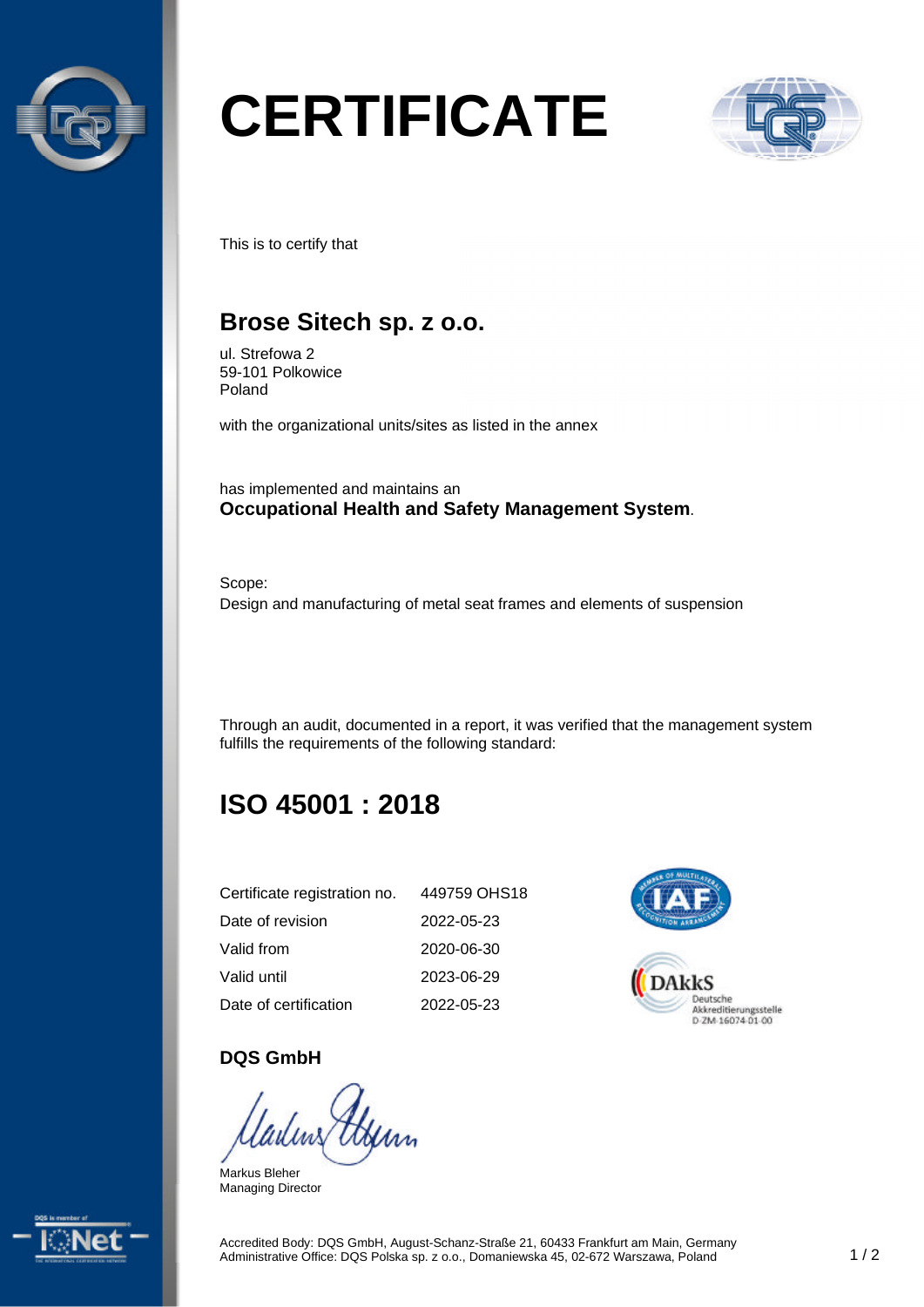# CERTIFICATE

This is to certify that

## Brose Sitech sp. z o.o.

ul. Strefowa 2
59-101 Polkowice
Poland

with the organizational units/sites as listed in the annex

has implemented and maintains an
**Occupational Health and Safety Management System**.

Scope:
Design and manufacturing of metal seat frames and elements of suspension

Through an audit, documented in a report, it was verified that the management system fulfills the requirements of the following standard:

## ISO 45001 : 2018

| | |
|---|---|
| Certificate registration no. | 449759 OHS18 |
| Date of revision | 2022-05-23 |
| Valid from | 2020-06-30 |
| Valid until | 2023-06-29 |
| Date of certification | 2022-05-23 |

DAkkS
Deutsche Akkreditierungsstelle
D-ZM-16074-01-00

**DQS GmbH**

Markus Bleher
Managing Director

Accredited Body: DQS GmbH, August-Schanz-Straße 21, 60433 Frankfurt am Main, Germany
Administrative Office: DQS Polska sp. z o.o., Domaniewska 45, 02-672 Warszawa, Poland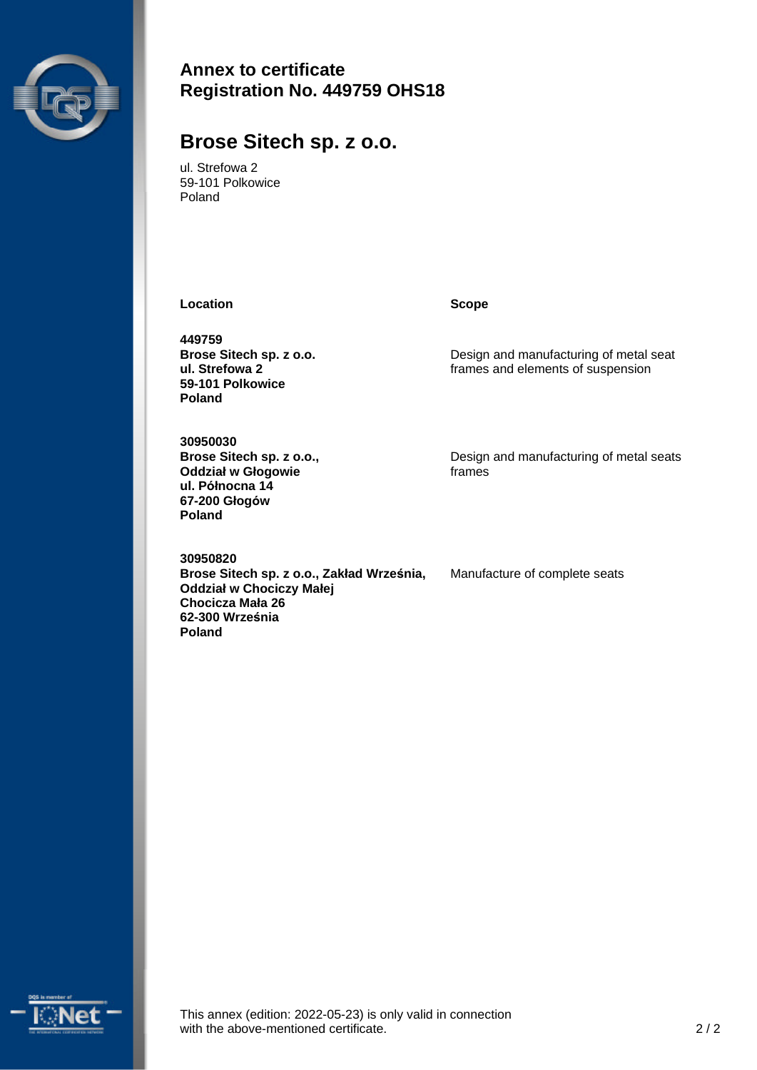# Annex to certificate
# Registration No. 449759 OHS18

## Brose Sitech sp. z o.o.

ul. Strefowa 2
59-101 Polkowice
Poland

| Location | Scope |
|---|---|
| **449759**<br>**Brose Sitech sp. z o.o.**<br>**ul. Strefowa 2**<br>**59-101 Polkowice**<br>**Poland** | Design and manufacturing of metal seat frames and elements of suspension |
| **30950030**<br>**Brose Sitech sp. z o.o., Oddział w Głogowie**<br>**ul. Północna 14**<br>**67-200 Głogów**<br>**Poland** | Design and manufacturing of metal seats frames |
| **30950820**<br>**Brose Sitech sp. z o.o., Zakład Września, Oddział w Chociczy Małej**<br>**Chocicza Mała 26**<br>**62-300 Września**<br>**Poland** | Manufacture of complete seats |

This annex (edition: 2022-05-23) is only valid in connection with the above-mentioned certificate.